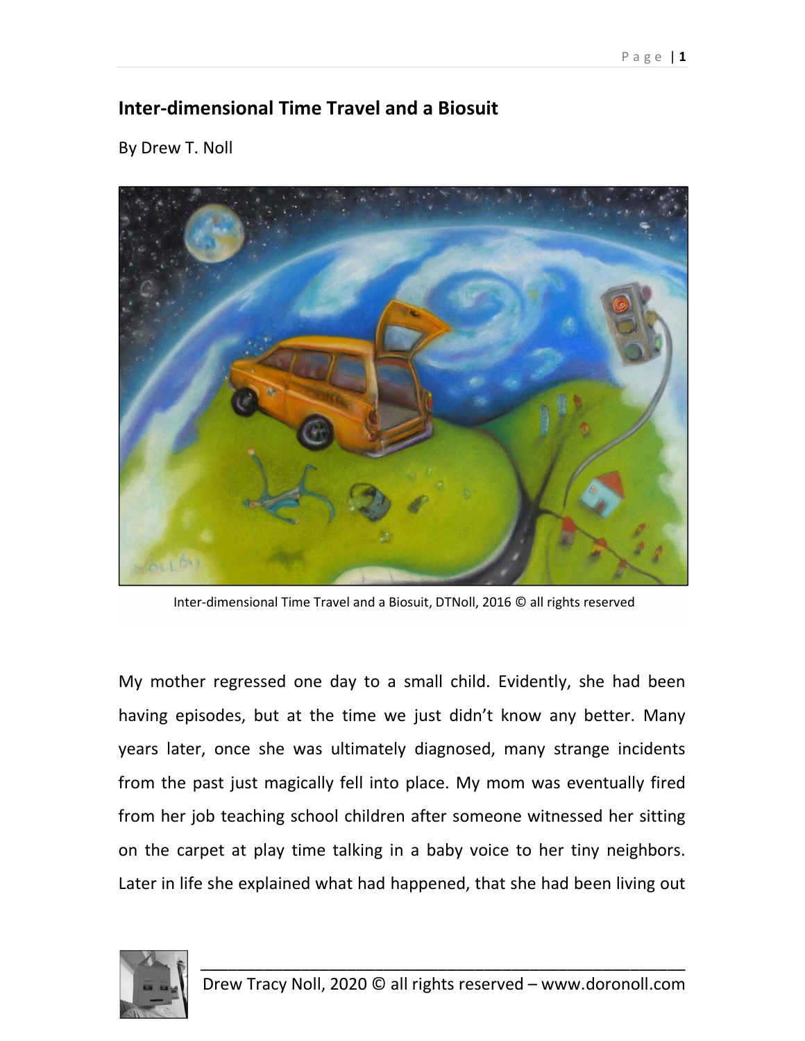# Inter-dimensional Time Travel and a Biosuit

By Drew T. Noll

Inter-dimensional Time Travel and a Biosuit, DTNoll, 2016 © all rights reserved

My mother regressed one day to a small child. Evidently, she had been having episodes, but at the time we just didn't know any better. Many years later, once she was ultimately diagnosed, many strange incidents from the past just magically fell into place. My mom was eventually fired from her job teaching school children after someone witnessed her sitting on the carpet at play time talking in a baby voice to her tiny neighbors. Later in life she explained what had happened, that she had been living out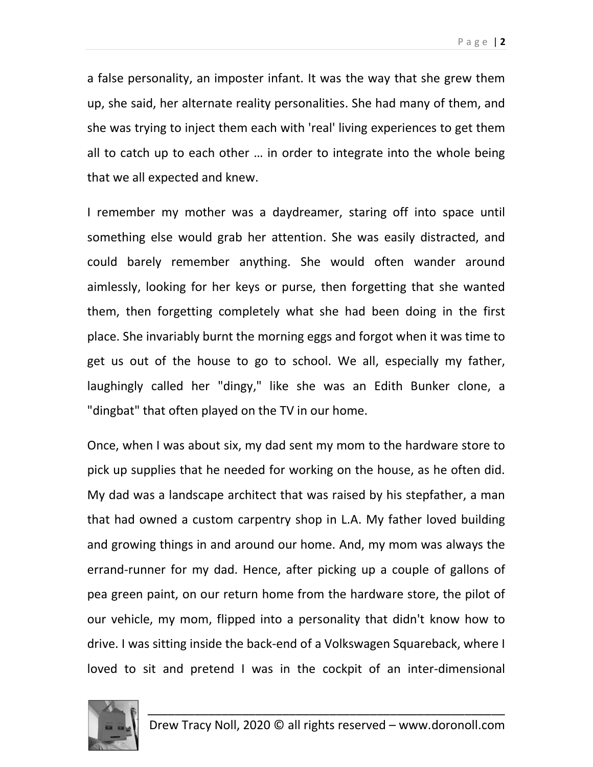a false personality, an imposter infant. It was the way that she grew them up, she said, her alternate reality personalities. She had many of them, and she was trying to inject them each with 'real' living experiences to get them all to catch up to each other … in order to integrate into the whole being that we all expected and knew.

I remember my mother was a daydreamer, staring off into space until something else would grab her attention. She was easily distracted, and could barely remember anything. She would often wander around aimlessly, looking for her keys or purse, then forgetting that she wanted them, then forgetting completely what she had been doing in the first place. She invariably burnt the morning eggs and forgot when it was time to get us out of the house to go to school. We all, especially my father, laughingly called her "dingy," like she was an Edith Bunker clone, a "dingbat" that often played on the TV in our home.

Once, when I was about six, my dad sent my mom to the hardware store to pick up supplies that he needed for working on the house, as he often did. My dad was a landscape architect that was raised by his stepfather, a man that had owned a custom carpentry shop in L.A. My father loved building and growing things in and around our home. And, my mom was always the errand-runner for my dad. Hence, after picking up a couple of gallons of pea green paint, on our return home from the hardware store, the pilot of our vehicle, my mom, flipped into a personality that didn't know how to drive. I was sitting inside the back-end of a Volkswagen Squareback, where I loved to sit and pretend I was in the cockpit of an inter-dimensional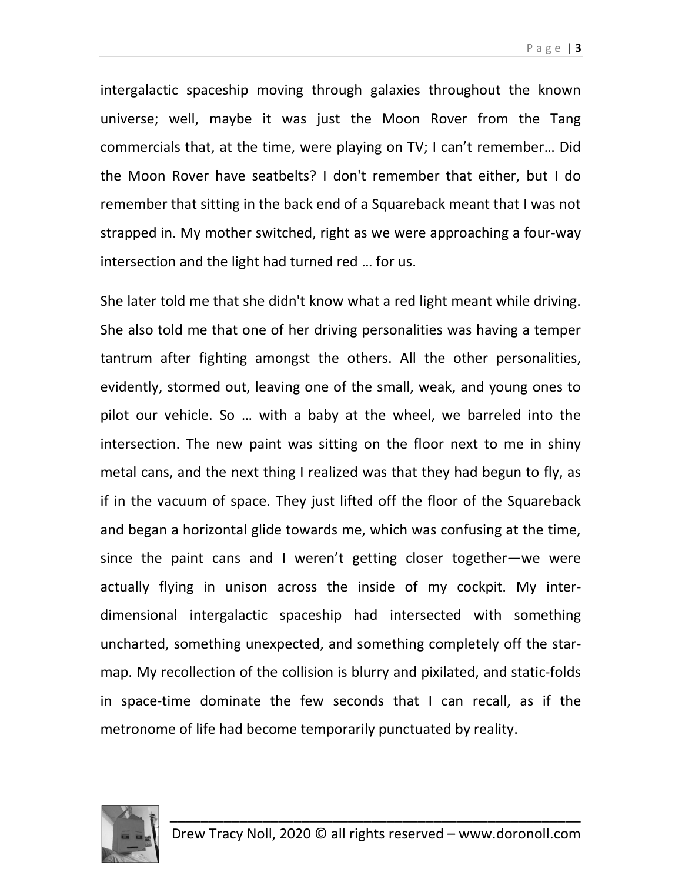intergalactic spaceship moving through galaxies throughout the known universe; well, maybe it was just the Moon Rover from the Tang commercials that, at the time, were playing on TV; I can't remember… Did the Moon Rover have seatbelts? I don't remember that either, but I do remember that sitting in the back end of a Squareback meant that I was not strapped in. My mother switched, right as we were approaching a four-way intersection and the light had turned red … for us.

She later told me that she didn't know what a red light meant while driving. She also told me that one of her driving personalities was having a temper tantrum after fighting amongst the others. All the other personalities, evidently, stormed out, leaving one of the small, weak, and young ones to pilot our vehicle. So … with a baby at the wheel, we barreled into the intersection. The new paint was sitting on the floor next to me in shiny metal cans, and the next thing I realized was that they had begun to fly, as if in the vacuum of space. They just lifted off the floor of the Squareback and began a horizontal glide towards me, which was confusing at the time, since the paint cans and I weren't getting closer together—we were actually flying in unison across the inside of my cockpit. My inter-dimensional intergalactic spaceship had intersected with something uncharted, something unexpected, and something completely off the star-map. My recollection of the collision is blurry and pixilated, and static-folds in space-time dominate the few seconds that I can recall, as if the metronome of life had become temporarily punctuated by reality.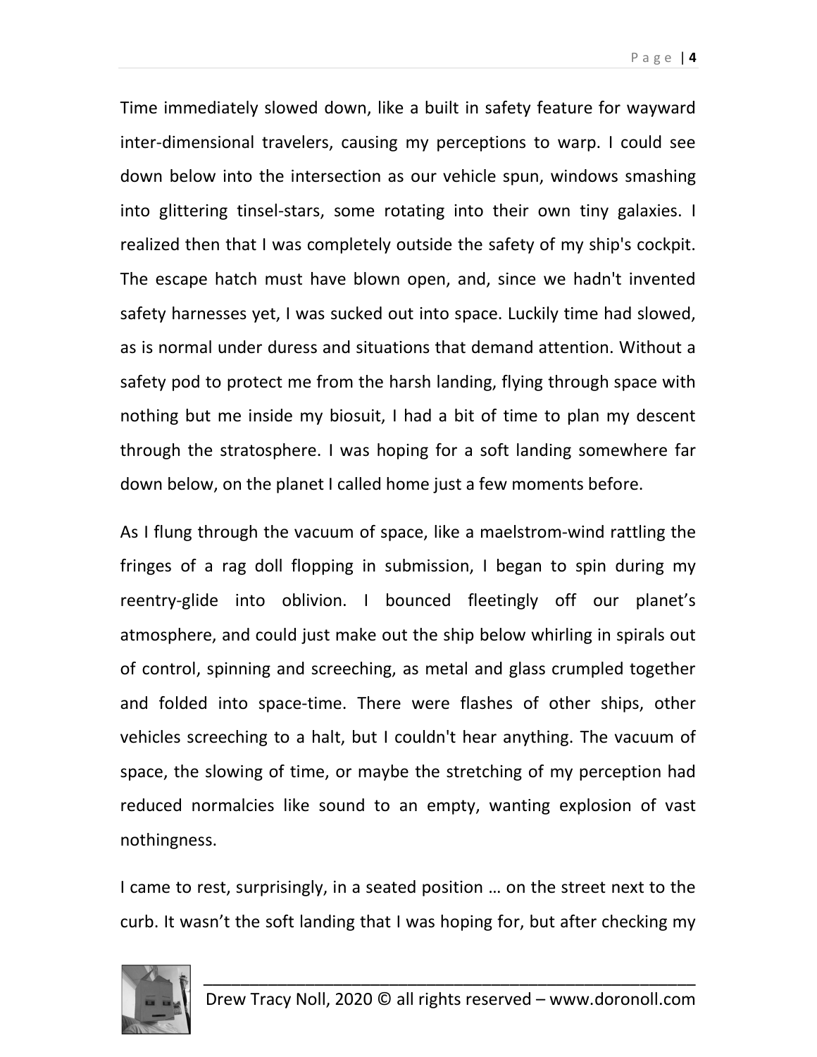Time immediately slowed down, like a built in safety feature for wayward inter-dimensional travelers, causing my perceptions to warp. I could see down below into the intersection as our vehicle spun, windows smashing into glittering tinsel-stars, some rotating into their own tiny galaxies. I realized then that I was completely outside the safety of my ship's cockpit. The escape hatch must have blown open, and, since we hadn't invented safety harnesses yet, I was sucked out into space. Luckily time had slowed, as is normal under duress and situations that demand attention. Without a safety pod to protect me from the harsh landing, flying through space with nothing but me inside my biosuit, I had a bit of time to plan my descent through the stratosphere. I was hoping for a soft landing somewhere far down below, on the planet I called home just a few moments before.

As I flung through the vacuum of space, like a maelstrom-wind rattling the fringes of a rag doll flopping in submission, I began to spin during my reentry-glide into oblivion. I bounced fleetingly off our planet's atmosphere, and could just make out the ship below whirling in spirals out of control, spinning and screeching, as metal and glass crumpled together and folded into space-time. There were flashes of other ships, other vehicles screeching to a halt, but I couldn't hear anything. The vacuum of space, the slowing of time, or maybe the stretching of my perception had reduced normalcies like sound to an empty, wanting explosion of vast nothingness.

I came to rest, surprisingly, in a seated position … on the street next to the curb. It wasn't the soft landing that I was hoping for, but after checking my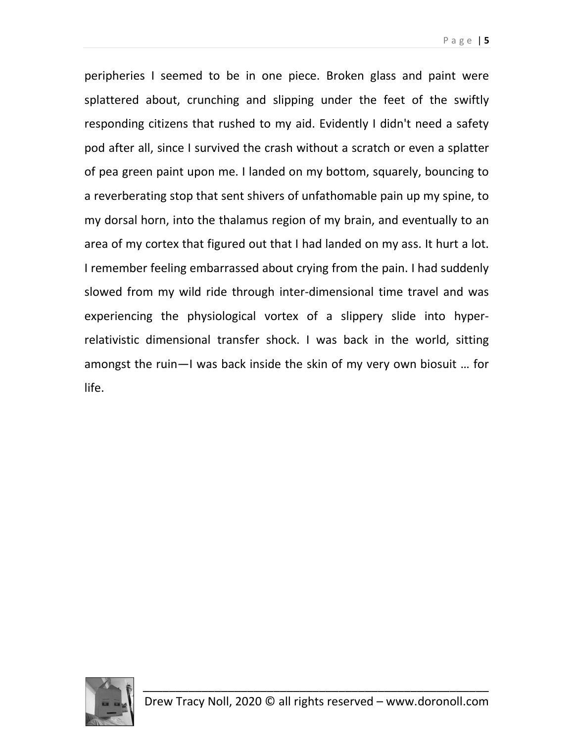peripheries I seemed to be in one piece. Broken glass and paint were splattered about, crunching and slipping under the feet of the swiftly responding citizens that rushed to my aid. Evidently I didn't need a safety pod after all, since I survived the crash without a scratch or even a splatter of pea green paint upon me. I landed on my bottom, squarely, bouncing to a reverberating stop that sent shivers of unfathomable pain up my spine, to my dorsal horn, into the thalamus region of my brain, and eventually to an area of my cortex that figured out that I had landed on my ass. It hurt a lot. I remember feeling embarrassed about crying from the pain. I had suddenly slowed from my wild ride through inter-dimensional time travel and was experiencing the physiological vortex of a slippery slide into hyper-relativistic dimensional transfer shock. I was back in the world, sitting amongst the ruin—I was back inside the skin of my very own biosuit … for life.